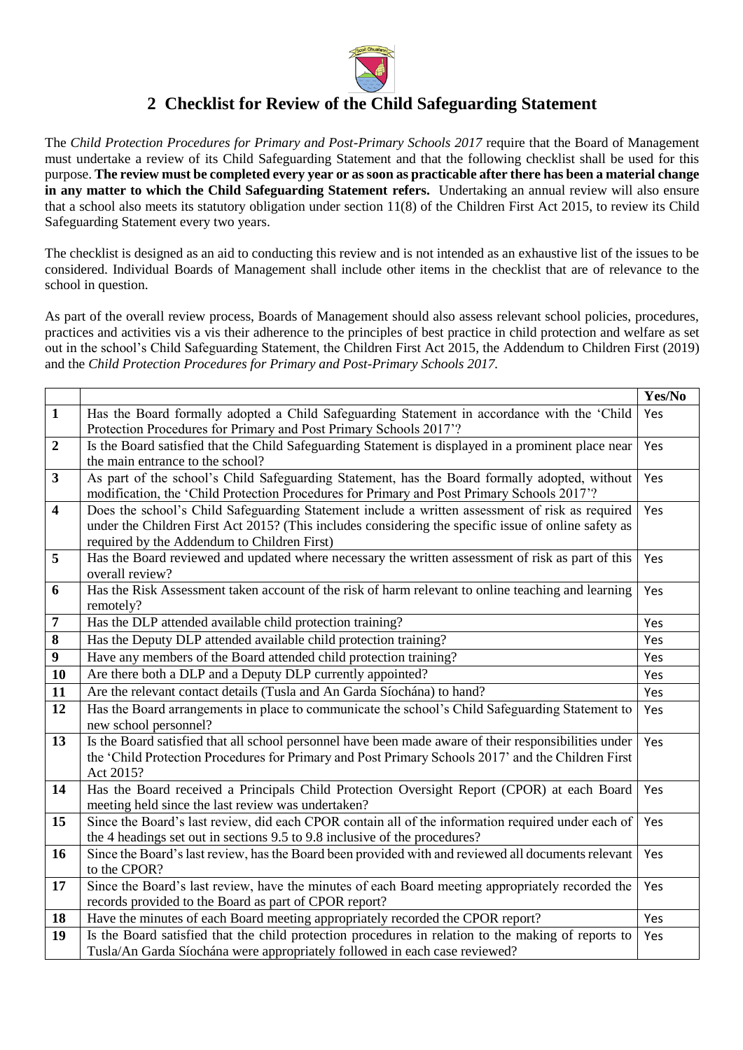# 2 Checklist for Review of the Child Safeguarding Statement

The *Child Protection Procedures for Primary and Post-Primary Schools 2017* require that the Board of Management must undertake a review of its Child Safeguarding Statement and that the following checklist shall be used for this purpose. **The review must be completed every year or as soon as practicable after there has been a material change in any matter to which the Child Safeguarding Statement refers.** Undertaking an annual review will also ensure that a school also meets its statutory obligation under section 11(8) of the Children First Act 2015, to review its Child Safeguarding Statement every two years.

The checklist is designed as an aid to conducting this review and is not intended as an exhaustive list of the issues to be considered. Individual Boards of Management shall include other items in the checklist that are of relevance to the school in question.

As part of the overall review process, Boards of Management should also assess relevant school policies, procedures, practices and activities vis a vis their adherence to the principles of best practice in child protection and welfare as set out in the school's Child Safeguarding Statement, the Children First Act 2015, the Addendum to Children First (2019) and the *Child Protection Procedures for Primary and Post-Primary Schools 2017.*

| | | Yes/No |
|---|---|---|
| **1** | Has the Board formally adopted a Child Safeguarding Statement in accordance with the 'Child Protection Procedures for Primary and Post Primary Schools 2017'? | Yes |
| **2** | Is the Board satisfied that the Child Safeguarding Statement is displayed in a prominent place near the main entrance to the school? | Yes |
| **3** | As part of the school's Child Safeguarding Statement, has the Board formally adopted, without modification, the 'Child Protection Procedures for Primary and Post Primary Schools 2017'? | Yes |
| **4** | Does the school's Child Safeguarding Statement include a written assessment of risk as required under the Children First Act 2015? (This includes considering the specific issue of online safety as required by the Addendum to Children First) | Yes |
| **5** | Has the Board reviewed and updated where necessary the written assessment of risk as part of this overall review? | Yes |
| **6** | Has the Risk Assessment taken account of the risk of harm relevant to online teaching and learning remotely? | Yes |
| **7** | Has the DLP attended available child protection training? | Yes |
| **8** | Has the Deputy DLP attended available child protection training? | Yes |
| **9** | Have any members of the Board attended child protection training? | Yes |
| **10** | Are there both a DLP and a Deputy DLP currently appointed? | Yes |
| **11** | Are the relevant contact details (Tusla and An Garda Síochána) to hand? | Yes |
| **12** | Has the Board arrangements in place to communicate the school's Child Safeguarding Statement to new school personnel? | Yes |
| **13** | Is the Board satisfied that all school personnel have been made aware of their responsibilities under the 'Child Protection Procedures for Primary and Post Primary Schools 2017' and the Children First Act 2015? | Yes |
| **14** | Has the Board received a Principals Child Protection Oversight Report (CPOR) at each Board meeting held since the last review was undertaken? | Yes |
| **15** | Since the Board's last review, did each CPOR contain all of the information required under each of the 4 headings set out in sections 9.5 to 9.8 inclusive of the procedures? | Yes |
| **16** | Since the Board's last review, has the Board been provided with and reviewed all documents relevant to the CPOR? | Yes |
| **17** | Since the Board's last review, have the minutes of each Board meeting appropriately recorded the records provided to the Board as part of CPOR report? | Yes |
| **18** | Have the minutes of each Board meeting appropriately recorded the CPOR report? | Yes |
| **19** | Is the Board satisfied that the child protection procedures in relation to the making of reports to Tusla/An Garda Síochána were appropriately followed in each case reviewed? | Yes |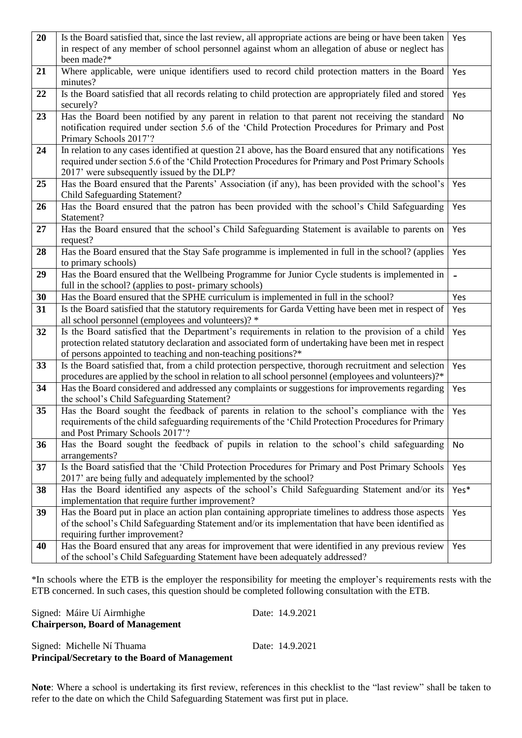| | | |
|---|---|---|
| 20 | Is the Board satisfied that, since the last review, all appropriate actions are being or have been taken in respect of any member of school personnel against whom an allegation of abuse or neglect has been made?* | Yes |
| 21 | Where applicable, were unique identifiers used to record child protection matters in the Board minutes? | Yes |
| 22 | Is the Board satisfied that all records relating to child protection are appropriately filed and stored securely? | Yes |
| 23 | Has the Board been notified by any parent in relation to that parent not receiving the standard notification required under section 5.6 of the 'Child Protection Procedures for Primary and Post Primary Schools 2017'? | No |
| 24 | In relation to any cases identified at question 21 above, has the Board ensured that any notifications required under section 5.6 of the 'Child Protection Procedures for Primary and Post Primary Schools 2017' were subsequently issued by the DLP? | Yes |
| 25 | Has the Board ensured that the Parents' Association (if any), has been provided with the school's Child Safeguarding Statement? | Yes |
| 26 | Has the Board ensured that the patron has been provided with the school's Child Safeguarding Statement? | Yes |
| 27 | Has the Board ensured that the school's Child Safeguarding Statement is available to parents on request? | Yes |
| 28 | Has the Board ensured that the Stay Safe programme is implemented in full in the school? (applies to primary schools) | Yes |
| 29 | Has the Board ensured that the Wellbeing Programme for Junior Cycle students is implemented in full in the school? (applies to post- primary schools) | - |
| 30 | Has the Board ensured that the SPHE curriculum is implemented in full in the school? | Yes |
| 31 | Is the Board satisfied that the statutory requirements for Garda Vetting have been met in respect of all school personnel (employees and volunteers)? * | Yes |
| 32 | Is the Board satisfied that the Department's requirements in relation to the provision of a child protection related statutory declaration and associated form of undertaking have been met in respect of persons appointed to teaching and non-teaching positions?* | Yes |
| 33 | Is the Board satisfied that, from a child protection perspective, thorough recruitment and selection procedures are applied by the school in relation to all school personnel (employees and volunteers)?* | Yes |
| 34 | Has the Board considered and addressed any complaints or suggestions for improvements regarding the school's Child Safeguarding Statement? | Yes |
| 35 | Has the Board sought the feedback of parents in relation to the school's compliance with the requirements of the child safeguarding requirements of the 'Child Protection Procedures for Primary and Post Primary Schools 2017'? | Yes |
| 36 | Has the Board sought the feedback of pupils in relation to the school's child safeguarding arrangements? | No |
| 37 | Is the Board satisfied that the 'Child Protection Procedures for Primary and Post Primary Schools 2017' are being fully and adequately implemented by the school? | Yes |
| 38 | Has the Board identified any aspects of the school's Child Safeguarding Statement and/or its implementation that require further improvement? | Yes* |
| 39 | Has the Board put in place an action plan containing appropriate timelines to address those aspects of the school's Child Safeguarding Statement and/or its implementation that have been identified as requiring further improvement? | Yes |
| 40 | Has the Board ensured that any areas for improvement that were identified in any previous review of the school's Child Safeguarding Statement have been adequately addressed? | Yes |

*In schools where the ETB is the employer the responsibility for meeting the employer's requirements rests with the ETB concerned. In such cases, this question should be completed following consultation with the ETB.

Signed: Máire Uí Airmhighe Date: 14.9.2021
**Chairperson, Board of Management**

Signed: Michelle Ní Thuama Date: 14.9.2021
**Principal/Secretary to the Board of Management**

**Note**: Where a school is undertaking its first review, references in this checklist to the "last review" shall be taken to refer to the date on which the Child Safeguarding Statement was first put in place.